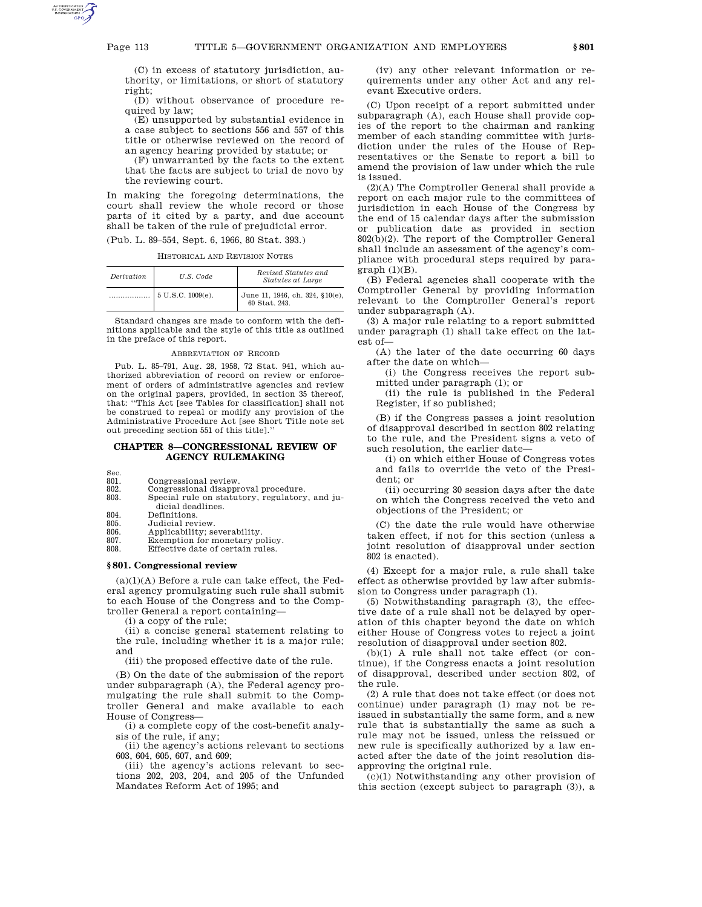(C) in excess of statutory jurisdiction, authority, or limitations, or short of statutory right;

(D) without observance of procedure required by law;

(E) unsupported by substantial evidence in a case subject to sections 556 and 557 of this title or otherwise reviewed on the record of an agency hearing provided by statute; or

(F) unwarranted by the facts to the extent that the facts are subject to trial de novo by the reviewing court.

In making the foregoing determinations, the court shall review the whole record or those parts of it cited by a party, and due account shall be taken of the rule of prejudicial error.

(Pub. L. 89–554, Sept. 6, 1966, 80 Stat. 393.)

HISTORICAL AND REVISION NOTES

| *Derivation* | *U.S. Code* | *Revised Statutes and Statutes at Large* |
|---|---|---|
| .................. | 5 U.S.C. 1009(e). | June 11, 1946, ch. 324, §10(e), 60 Stat. 243. |

Standard changes are made to conform with the definitions applicable and the style of this title as outlined in the preface of this report.

ABBREVIATION OF RECORD

Pub. L. 85–791, Aug. 28, 1958, 72 Stat. 941, which authorized abbreviation of record on review or enforcement of orders of administrative agencies and review on the original papers, provided, in section 35 thereof, that: ''This Act [see Tables for classification] shall not be construed to repeal or modify any provision of the Administrative Procedure Act [see Short Title note set out preceding section 551 of this title].''

## CHAPTER 8—CONGRESSIONAL REVIEW OF AGENCY RULEMAKING

| Sec. | |
|---|---|
| 801. | Congressional review. |
| 802. | Congressional disapproval procedure. |
| 803. | Special rule on statutory, regulatory, and judicial deadlines. |
| 804. | Definitions. |
| 805. | Judicial review. |
| 806. | Applicability; severability. |
| 807. | Exemption for monetary policy. |
| 808. | Effective date of certain rules. |

### § 801. Congressional review

(a)(1)(A) Before a rule can take effect, the Federal agency promulgating such rule shall submit to each House of the Congress and to the Comptroller General a report containing—

(i) a copy of the rule;

(ii) a concise general statement relating to the rule, including whether it is a major rule; and

(iii) the proposed effective date of the rule.

(B) On the date of the submission of the report under subparagraph (A), the Federal agency promulgating the rule shall submit to the Comptroller General and make available to each House of Congress—

(i) a complete copy of the cost-benefit analysis of the rule, if any;

(ii) the agency's actions relevant to sections 603, 604, 605, 607, and 609;

(iii) the agency's actions relevant to sections 202, 203, 204, and 205 of the Unfunded Mandates Reform Act of 1995; and

(iv) any other relevant information or requirements under any other Act and any relevant Executive orders.

(C) Upon receipt of a report submitted under subparagraph (A), each House shall provide copies of the report to the chairman and ranking member of each standing committee with jurisdiction under the rules of the House of Representatives or the Senate to report a bill to amend the provision of law under which the rule is issued.

(2)(A) The Comptroller General shall provide a report on each major rule to the committees of jurisdiction in each House of the Congress by the end of 15 calendar days after the submission or publication date as provided in section 802(b)(2). The report of the Comptroller General shall include an assessment of the agency's compliance with procedural steps required by paragraph (1)(B).

(B) Federal agencies shall cooperate with the Comptroller General by providing information relevant to the Comptroller General's report under subparagraph (A).

(3) A major rule relating to a report submitted under paragraph (1) shall take effect on the latest of—

(A) the later of the date occurring 60 days after the date on which—

(i) the Congress receives the report submitted under paragraph (1); or

(ii) the rule is published in the Federal Register, if so published;

(B) if the Congress passes a joint resolution of disapproval described in section 802 relating to the rule, and the President signs a veto of such resolution, the earlier date—

(i) on which either House of Congress votes and fails to override the veto of the President; or

(ii) occurring 30 session days after the date on which the Congress received the veto and objections of the President; or

(C) the date the rule would have otherwise taken effect, if not for this section (unless a joint resolution of disapproval under section 802 is enacted).

(4) Except for a major rule, a rule shall take effect as otherwise provided by law after submission to Congress under paragraph (1).

(5) Notwithstanding paragraph (3), the effective date of a rule shall not be delayed by operation of this chapter beyond the date on which either House of Congress votes to reject a joint resolution of disapproval under section 802.

(b)(1) A rule shall not take effect (or continue), if the Congress enacts a joint resolution of disapproval, described under section 802, of the rule.

(2) A rule that does not take effect (or does not continue) under paragraph (1) may not be reissued in substantially the same form, and a new rule that is substantially the same as such a rule may not be issued, unless the reissued or new rule is specifically authorized by a law enacted after the date of the joint resolution disapproving the original rule.

(c)(1) Notwithstanding any other provision of this section (except subject to paragraph (3)), a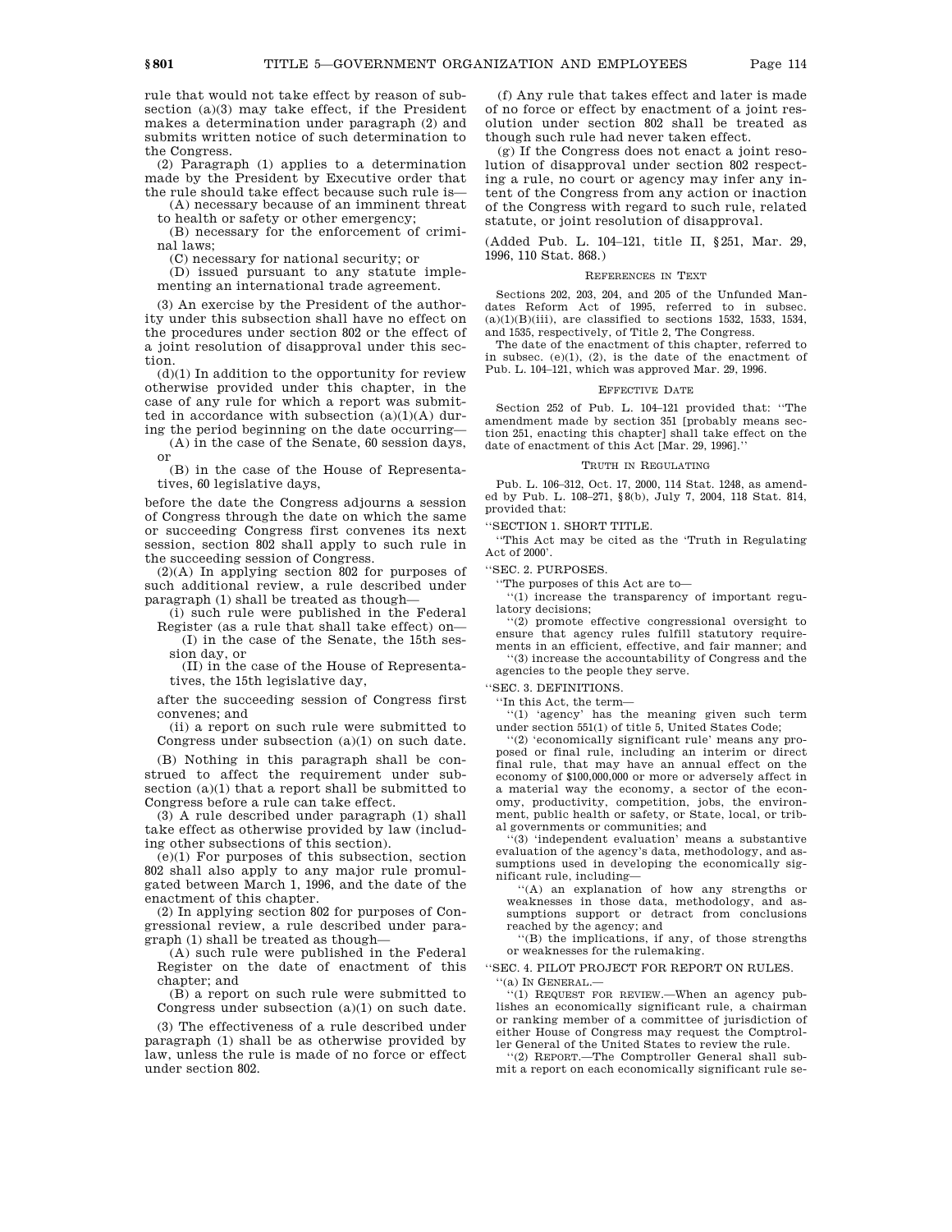rule that would not take effect by reason of subsection (a)(3) may take effect, if the President makes a determination under paragraph (2) and submits written notice of such determination to the Congress.

(2) Paragraph (1) applies to a determination made by the President by Executive order that the rule should take effect because such rule is—

(A) necessary because of an imminent threat to health or safety or other emergency;

(B) necessary for the enforcement of criminal laws;

(C) necessary for national security; or

(D) issued pursuant to any statute implementing an international trade agreement.

(3) An exercise by the President of the authority under this subsection shall have no effect on the procedures under section 802 or the effect of a joint resolution of disapproval under this section.

(d)(1) In addition to the opportunity for review otherwise provided under this chapter, in the case of any rule for which a report was submitted in accordance with subsection (a)(1)(A) during the period beginning on the date occurring—

(A) in the case of the Senate, 60 session days, or

(B) in the case of the House of Representatives, 60 legislative days,

before the date the Congress adjourns a session of Congress through the date on which the same or succeeding Congress first convenes its next session, section 802 shall apply to such rule in the succeeding session of Congress.

(2)(A) In applying section 802 for purposes of such additional review, a rule described under paragraph (1) shall be treated as though—

(i) such rule were published in the Federal Register (as a rule that shall take effect) on—

(I) in the case of the Senate, the 15th session day, or

(II) in the case of the House of Representatives, the 15th legislative day,

after the succeeding session of Congress first convenes; and

(ii) a report on such rule were submitted to Congress under subsection (a)(1) on such date.

(B) Nothing in this paragraph shall be construed to affect the requirement under subsection (a)(1) that a report shall be submitted to Congress before a rule can take effect.

(3) A rule described under paragraph (1) shall take effect as otherwise provided by law (including other subsections of this section).

(e)(1) For purposes of this subsection, section 802 shall also apply to any major rule promulgated between March 1, 1996, and the date of the enactment of this chapter.

(2) In applying section 802 for purposes of Congressional review, a rule described under paragraph (1) shall be treated as though—

(A) such rule were published in the Federal Register on the date of enactment of this chapter; and

(B) a report on such rule were submitted to Congress under subsection (a)(1) on such date.

(3) The effectiveness of a rule described under paragraph (1) shall be as otherwise provided by law, unless the rule is made of no force or effect under section 802.

(f) Any rule that takes effect and later is made of no force or effect by enactment of a joint resolution under section 802 shall be treated as though such rule had never taken effect.

(g) If the Congress does not enact a joint resolution of disapproval under section 802 respecting a rule, no court or agency may infer any intent of the Congress from any action or inaction of the Congress with regard to such rule, related statute, or joint resolution of disapproval.

(Added Pub. L. 104–121, title II, §251, Mar. 29, 1996, 110 Stat. 868.)

#### REFERENCES IN TEXT

Sections 202, 203, 204, and 205 of the Unfunded Mandates Reform Act of 1995, referred to in subsec. (a)(1)(B)(iii), are classified to sections 1532, 1533, 1534, and 1535, respectively, of Title 2, The Congress.

The date of the enactment of this chapter, referred to in subsec. (e)(1), (2), is the date of the enactment of Pub. L. 104–121, which was approved Mar. 29, 1996.

#### EFFECTIVE DATE

Section 252 of Pub. L. 104–121 provided that: ''The amendment made by section 351 [probably means section 251, enacting this chapter] shall take effect on the date of enactment of this Act [Mar. 29, 1996].''

#### TRUTH IN REGULATING

Pub. L. 106–312, Oct. 17, 2000, 114 Stat. 1248, as amended by Pub. L. 108–271, §8(b), July 7, 2004, 118 Stat. 814, provided that:

''SECTION 1. SHORT TITLE.

''This Act may be cited as the 'Truth in Regulating Act of 2000'.

''SEC. 2. PURPOSES.

''The purposes of this Act are to—

''(1) increase the transparency of important regulatory decisions;

''(2) promote effective congressional oversight to ensure that agency rules fulfill statutory requirements in an efficient, effective, and fair manner; and

''(3) increase the accountability of Congress and the agencies to the people they serve.

''SEC. 3. DEFINITIONS.

''In this Act, the term—

''(1) 'agency' has the meaning given such term under section 551(1) of title 5, United States Code;

''(2) 'economically significant rule' means any proposed or final rule, including an interim or direct final rule, that may have an annual effect on the economy of $100,000,000 or more or adversely affect in a material way the economy, a sector of the economy, productivity, competition, jobs, the environment, public health or safety, or State, local, or tribal governments or communities; and

''(3) 'independent evaluation' means a substantive evaluation of the agency's data, methodology, and assumptions used in developing the economically significant rule, including—

''(A) an explanation of how any strengths or weaknesses in those data, methodology, and assumptions support or detract from conclusions reached by the agency; and

''(B) the implications, if any, of those strengths or weaknesses for the rulemaking.

''SEC. 4. PILOT PROJECT FOR REPORT ON RULES.

''(a) IN GENERAL.—

''(1) REQUEST FOR REVIEW.—When an agency publishes an economically significant rule, a chairman or ranking member of a committee of jurisdiction of either House of Congress may request the Comptroller General of the United States to review the rule.

''(2) REPORT.—The Comptroller General shall submit a report on each economically significant rule se-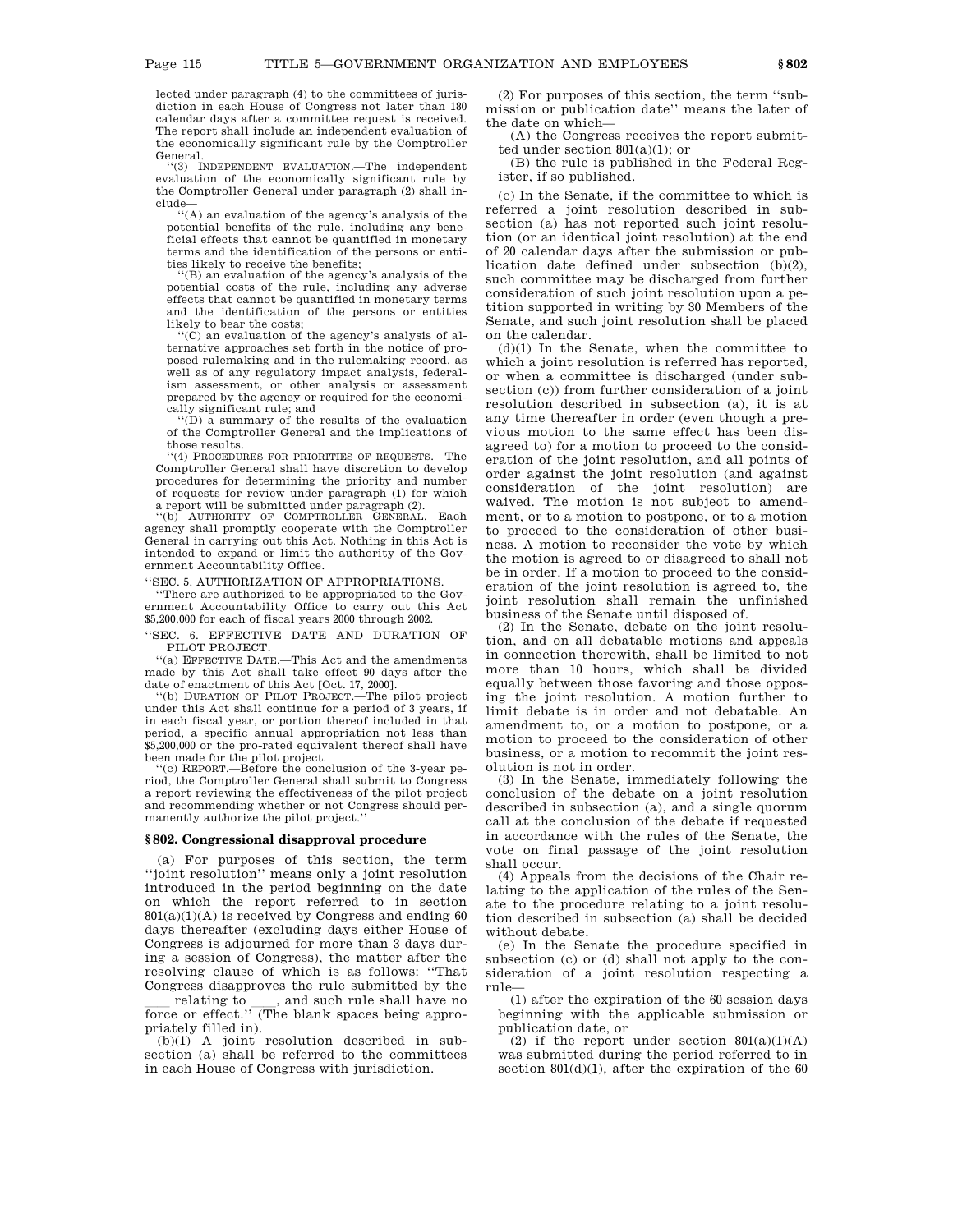lected under paragraph (4) to the committees of jurisdiction in each House of Congress not later than 180 calendar days after a committee request is received. The report shall include an independent evaluation of the economically significant rule by the Comptroller General.

''(3) INDEPENDENT EVALUATION.—The independent evaluation of the economically significant rule by the Comptroller General under paragraph (2) shall include—

''(A) an evaluation of the agency's analysis of the potential benefits of the rule, including any beneficial effects that cannot be quantified in monetary terms and the identification of the persons or entities likely to receive the benefits;

''(B) an evaluation of the agency's analysis of the potential costs of the rule, including any adverse effects that cannot be quantified in monetary terms and the identification of the persons or entities likely to bear the costs;

''(C) an evaluation of the agency's analysis of alternative approaches set forth in the notice of proposed rulemaking and in the rulemaking record, as well as of any regulatory impact analysis, federalism assessment, or other analysis or assessment prepared by the agency or required for the economically significant rule; and

''(D) a summary of the results of the evaluation of the Comptroller General and the implications of those results.

''(4) PROCEDURES FOR PRIORITIES OF REQUESTS.—The Comptroller General shall have discretion to develop procedures for determining the priority and number of requests for review under paragraph (1) for which a report will be submitted under paragraph (2).

''(b) AUTHORITY OF COMPTROLLER GENERAL.—Each agency shall promptly cooperate with the Comptroller General in carrying out this Act. Nothing in this Act is intended to expand or limit the authority of the Government Accountability Office.

''SEC. 5. AUTHORIZATION OF APPROPRIATIONS.

''There are authorized to be appropriated to the Government Accountability Office to carry out this Act $5,200,000 for each of fiscal years 2000 through 2002.

''SEC. 6. EFFECTIVE DATE AND DURATION OF PILOT PROJECT.

''(a) EFFECTIVE DATE.—This Act and the amendments made by this Act shall take effect 90 days after the date of enactment of this Act [Oct. 17, 2000].

''(b) DURATION OF PILOT PROJECT.—The pilot project under this Act shall continue for a period of 3 years, if in each fiscal year, or portion thereof included in that period, a specific annual appropriation not less than $5,200,000 or the pro-rated equivalent thereof shall have been made for the pilot project.

''(c) REPORT.—Before the conclusion of the 3-year period, the Comptroller General shall submit to Congress a report reviewing the effectiveness of the pilot project and recommending whether or not Congress should permanently authorize the pilot project.''

## § 802. Congressional disapproval procedure

(a) For purposes of this section, the term ''joint resolution'' means only a joint resolution introduced in the period beginning on the date on which the report referred to in section 801(a)(1)(A) is received by Congress and ending 60 days thereafter (excluding days either House of Congress is adjourned for more than 3 days during a session of Congress), the matter after the resolving clause of which is as follows: ''That Congress disapproves the rule submitted by the \_\_\_\_ relating to \_\_\_\_, and such rule shall have no force or effect.'' (The blank spaces being appropriately filled in).

(b)(1) A joint resolution described in subsection (a) shall be referred to the committees in each House of Congress with jurisdiction.

(2) For purposes of this section, the term ''submission or publication date'' means the later of the date on which—

(A) the Congress receives the report submitted under section 801(a)(1); or

(B) the rule is published in the Federal Register, if so published.

(c) In the Senate, if the committee to which is referred a joint resolution described in subsection (a) has not reported such joint resolution (or an identical joint resolution) at the end of 20 calendar days after the submission or publication date defined under subsection (b)(2), such committee may be discharged from further consideration of such joint resolution upon a petition supported in writing by 30 Members of the Senate, and such joint resolution shall be placed on the calendar.

(d)(1) In the Senate, when the committee to which a joint resolution is referred has reported, or when a committee is discharged (under subsection (c)) from further consideration of a joint resolution described in subsection (a), it is at any time thereafter in order (even though a previous motion to the same effect has been disagreed to) for a motion to proceed to the consideration of the joint resolution, and all points of order against the joint resolution (and against consideration of the joint resolution) are waived. The motion is not subject to amendment, or to a motion to postpone, or to a motion to proceed to the consideration of other business. A motion to reconsider the vote by which the motion is agreed to or disagreed to shall not be in order. If a motion to proceed to the consideration of the joint resolution is agreed to, the joint resolution shall remain the unfinished business of the Senate until disposed of.

(2) In the Senate, debate on the joint resolution, and on all debatable motions and appeals in connection therewith, shall be limited to not more than 10 hours, which shall be divided equally between those favoring and those opposing the joint resolution. A motion further to limit debate is in order and not debatable. An amendment to, or a motion to postpone, or a motion to proceed to the consideration of other business, or a motion to recommit the joint resolution is not in order.

(3) In the Senate, immediately following the conclusion of the debate on a joint resolution described in subsection (a), and a single quorum call at the conclusion of the debate if requested in accordance with the rules of the Senate, the vote on final passage of the joint resolution shall occur.

(4) Appeals from the decisions of the Chair relating to the application of the rules of the Senate to the procedure relating to a joint resolution described in subsection (a) shall be decided without debate.

(e) In the Senate the procedure specified in subsection (c) or (d) shall not apply to the consideration of a joint resolution respecting a rule—

(1) after the expiration of the 60 session days beginning with the applicable submission or publication date, or

(2) if the report under section 801(a)(1)(A) was submitted during the period referred to in section 801(d)(1), after the expiration of the 60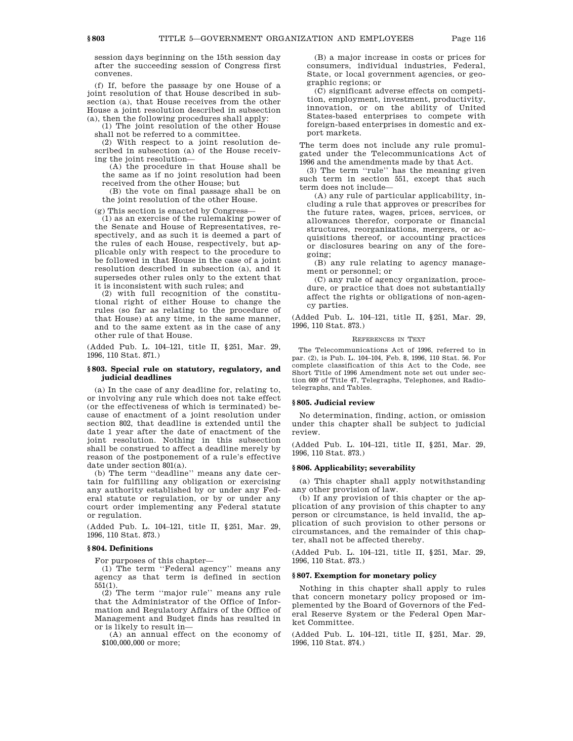session days beginning on the 15th session day after the succeeding session of Congress first convenes.

(f) If, before the passage by one House of a joint resolution of that House described in subsection (a), that House receives from the other House a joint resolution described in subsection (a), then the following procedures shall apply:

(1) The joint resolution of the other House shall not be referred to a committee.

(2) With respect to a joint resolution described in subsection (a) of the House receiving the joint resolution—

(A) the procedure in that House shall be the same as if no joint resolution had been received from the other House; but

(B) the vote on final passage shall be on the joint resolution of the other House.

(g) This section is enacted by Congress—

(1) as an exercise of the rulemaking power of the Senate and House of Representatives, respectively, and as such it is deemed a part of the rules of each House, respectively, but applicable only with respect to the procedure to be followed in that House in the case of a joint resolution described in subsection (a), and it supersedes other rules only to the extent that it is inconsistent with such rules; and

(2) with full recognition of the constitutional right of either House to change the rules (so far as relating to the procedure of that House) at any time, in the same manner, and to the same extent as in the case of any other rule of that House.

(Added Pub. L. 104–121, title II, §251, Mar. 29, 1996, 110 Stat. 871.)

### § 803. Special rule on statutory, regulatory, and judicial deadlines

(a) In the case of any deadline for, relating to, or involving any rule which does not take effect (or the effectiveness of which is terminated) because of enactment of a joint resolution under section 802, that deadline is extended until the date 1 year after the date of enactment of the joint resolution. Nothing in this subsection shall be construed to affect a deadline merely by reason of the postponement of a rule's effective date under section 801(a).

(b) The term "deadline" means any date certain for fulfilling any obligation or exercising any authority established by or under any Federal statute or regulation, or by or under any court order implementing any Federal statute or regulation.

(Added Pub. L. 104–121, title II, §251, Mar. 29, 1996, 110 Stat. 873.)

### § 804. Definitions

For purposes of this chapter—

(1) The term "Federal agency" means any agency as that term is defined in section 551(1).

(2) The term "major rule" means any rule that the Administrator of the Office of Information and Regulatory Affairs of the Office of Management and Budget finds has resulted in or is likely to result in—

(A) an annual effect on the economy of $100,000,000 or more;

(B) a major increase in costs or prices for consumers, individual industries, Federal, State, or local government agencies, or geographic regions; or

(C) significant adverse effects on competition, employment, investment, productivity, innovation, or on the ability of United States-based enterprises to compete with foreign-based enterprises in domestic and export markets.

The term does not include any rule promulgated under the Telecommunications Act of 1996 and the amendments made by that Act.

(3) The term "rule" has the meaning given such term in section 551, except that such term does not include—

(A) any rule of particular applicability, including a rule that approves or prescribes for the future rates, wages, prices, services, or allowances therefor, corporate or financial structures, reorganizations, mergers, or acquisitions thereof, or accounting practices or disclosures bearing on any of the foregoing;

(B) any rule relating to agency management or personnel; or

(C) any rule of agency organization, procedure, or practice that does not substantially affect the rights or obligations of non-agency parties.

(Added Pub. L. 104–121, title II, §251, Mar. 29, 1996, 110 Stat. 873.)

REFERENCES IN TEXT

The Telecommunications Act of 1996, referred to in par. (2), is Pub. L. 104–104, Feb. 8, 1996, 110 Stat. 56. For complete classification of this Act to the Code, see Short Title of 1996 Amendment note set out under section 609 of Title 47, Telegraphs, Telephones, and Radiotelegraphs, and Tables.

### § 805. Judicial review

No determination, finding, action, or omission under this chapter shall be subject to judicial review.

(Added Pub. L. 104–121, title II, §251, Mar. 29, 1996, 110 Stat. 873.)

### § 806. Applicability; severability

(a) This chapter shall apply notwithstanding any other provision of law.

(b) If any provision of this chapter or the application of any provision of this chapter to any person or circumstance, is held invalid, the application of such provision to other persons or circumstances, and the remainder of this chapter, shall not be affected thereby.

(Added Pub. L. 104–121, title II, §251, Mar. 29, 1996, 110 Stat. 873.)

### § 807. Exemption for monetary policy

Nothing in this chapter shall apply to rules that concern monetary policy proposed or implemented by the Board of Governors of the Federal Reserve System or the Federal Open Market Committee.

(Added Pub. L. 104–121, title II, §251, Mar. 29, 1996, 110 Stat. 874.)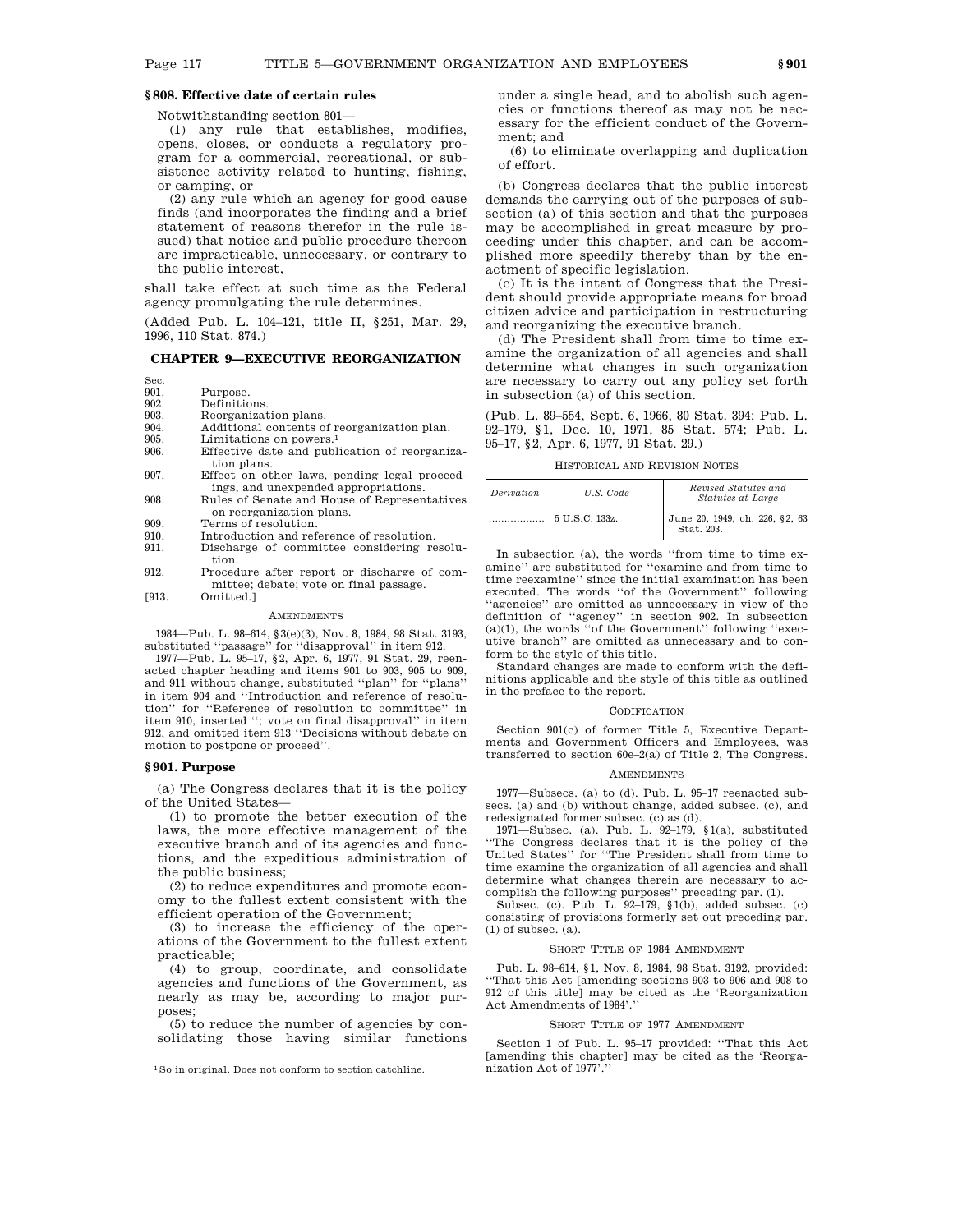### § 808. Effective date of certain rules

Notwithstanding section 801—

(1) any rule that establishes, modifies, opens, closes, or conducts a regulatory program for a commercial, recreational, or subsistence activity related to hunting, fishing, or camping, or

(2) any rule which an agency for good cause finds (and incorporates the finding and a brief statement of reasons therefor in the rule issued) that notice and public procedure thereon are impracticable, unnecessary, or contrary to the public interest,

shall take effect at such time as the Federal agency promulgating the rule determines.

(Added Pub. L. 104–121, title II, §251, Mar. 29, 1996, 110 Stat. 874.)

## CHAPTER 9—EXECUTIVE REORGANIZATION

| Sec. | |
|---|---|
| 901. | Purpose. |
| 902. | Definitions. |
| 903. | Reorganization plans. |
| 904. | Additional contents of reorganization plan. |
| 905. | Limitations on powers.[1] |
| 906. | Effective date and publication of reorganization plans. |
| 907. | Effect on other laws, pending legal proceedings, and unexpended appropriations. |
| 908. | Rules of Senate and House of Representatives on reorganization plans. |
| 909. | Terms of resolution. |
| 910. | Introduction and reference of resolution. |
| 911. | Discharge of committee considering resolution. |
| 912. | Procedure after report or discharge of committee; debate; vote on final passage. |
| [913. | Omitted.] |

AMENDMENTS

1984—Pub. L. 98–614, §3(e)(3), Nov. 8, 1984, 98 Stat. 3193, substituted ''passage'' for ''disapproval'' in item 912.

1977—Pub. L. 95–17, §2, Apr. 6, 1977, 91 Stat. 29, reenacted chapter heading and items 901 to 903, 905 to 909, and 911 without change, substituted ''plan'' for ''plans'' in item 904 and ''Introduction and reference of resolution'' for ''Reference of resolution to committee'' in item 910, inserted ''; vote on final disapproval'' in item 912, and omitted item 913 ''Decisions without debate on motion to postpone or proceed''.

### § 901. Purpose

(a) The Congress declares that it is the policy of the United States—

(1) to promote the better execution of the laws, the more effective management of the executive branch and of its agencies and functions, and the expeditious administration of the public business;

(2) to reduce expenditures and promote economy to the fullest extent consistent with the efficient operation of the Government;

(3) to increase the efficiency of the operations of the Government to the fullest extent practicable;

(4) to group, coordinate, and consolidate agencies and functions of the Government, as nearly as may be, according to major purposes;

(5) to reduce the number of agencies by consolidating those having similar functions under a single head, and to abolish such agencies or functions thereof as may not be necessary for the efficient conduct of the Government; and

(6) to eliminate overlapping and duplication of effort.

(b) Congress declares that the public interest demands the carrying out of the purposes of subsection (a) of this section and that the purposes may be accomplished in great measure by proceeding under this chapter, and can be accomplished more speedily thereby than by the enactment of specific legislation.

(c) It is the intent of Congress that the President should provide appropriate means for broad citizen advice and participation in restructuring and reorganizing the executive branch.

(d) The President shall from time to time examine the organization of all agencies and shall determine what changes in such organization are necessary to carry out any policy set forth in subsection (a) of this section.

(Pub. L. 89–554, Sept. 6, 1966, 80 Stat. 394; Pub. L. 92–179, §1, Dec. 10, 1971, 85 Stat. 574; Pub. L. 95–17, §2, Apr. 6, 1977, 91 Stat. 29.)

HISTORICAL AND REVISION NOTES

| *Derivation* | *U.S. Code* | *Revised Statutes and Statutes at Large* |
|---|---|---|
| .................. | 5 U.S.C. 133z. | June 20, 1949, ch. 226, §2, 63 Stat. 203. |

In subsection (a), the words ''from time to time examine'' are substituted for ''examine and from time to time reexamine'' since the initial examination has been executed. The words ''of the Government'' following ''agencies'' are omitted as unnecessary in view of the definition of ''agency'' in section 902. In subsection (a)(1), the words ''of the Government'' following ''executive branch'' are omitted as unnecessary and to conform to the style of this title.

Standard changes are made to conform with the definitions applicable and the style of this title as outlined in the preface to the report.

CODIFICATION

Section 901(c) of former Title 5, Executive Departments and Government Officers and Employees, was transferred to section 60e–2(a) of Title 2, The Congress.

AMENDMENTS

1977—Subsecs. (a) to (d). Pub. L. 95–17 reenacted subsecs. (a) and (b) without change, added subsec. (c), and redesignated former subsec. (c) as (d).

1971—Subsec. (a). Pub. L. 92–179, §1(a), substituted ''The Congress declares that it is the policy of the United States'' for ''The President shall from time to time examine the organization of all agencies and shall determine what changes therein are necessary to accomplish the following purposes'' preceding par. (1).

Subsec. (c). Pub. L. 92–179, §1(b), added subsec. (c) consisting of provisions formerly set out preceding par. (1) of subsec. (a).

SHORT TITLE OF 1984 AMENDMENT

Pub. L. 98–614, §1, Nov. 8, 1984, 98 Stat. 3192, provided: ''That this Act [amending sections 903 to 906 and 908 to 912 of this title] may be cited as the 'Reorganization Act Amendments of 1984'.''

SHORT TITLE OF 1977 AMENDMENT

Section 1 of Pub. L. 95–17 provided: ''That this Act [amending this chapter] may be cited as the 'Reorganization Act of 1977'.''

[1] So in original. Does not conform to section catchline.